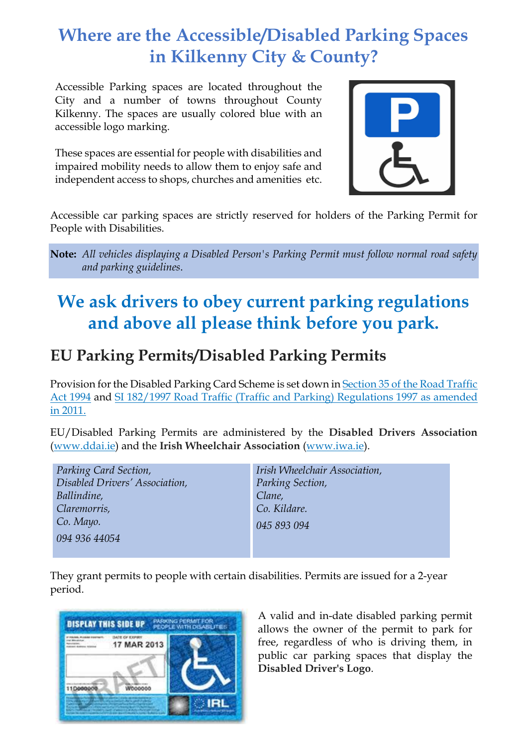# Where are the Accessible/Disabled Parking Spaces in Kilkenny City & County?

Accessible Parking spaces are located throughout the City and a number of towns throughout County Kilkenny. The spaces are usually colored blue with an accessible logo marking.

These spaces are essential for people with disabilities and impaired mobility needs to allow them to enjoy safe and independent access to shops, churches and amenities etc.

Accessible car parking spaces are strictly reserved for holders of the Parking Permit for People with Disabilities.

**Note:** *All vehicles displaying a Disabled Person's Parking Permit must follow normal road safety and parking guidelines.*

## We ask drivers to obey current parking regulations and above all please think before you park.

## EU Parking Permits/Disabled Parking Permits

Provision for the Disabled Parking Card Scheme is set down in Section 35 of the Road Traffic Act 1994 and SI 182/1997 Road Traffic (Traffic and Parking) Regulations 1997 as amended in 2011.

EU/Disabled Parking Permits are administered by the **Disabled Drivers Association** (www.ddai.ie) and the **Irish Wheelchair Association** (www.iwa.ie).

| | |
|---|---|
| *Parking Card Section,*<br>*Disabled Drivers' Association,*<br>*Ballindine,*<br>*Claremorris,*<br>*Co. Mayo.*<br>*094 936 44054* | *Irish Wheelchair Association,*<br>*Parking Section,*<br>*Clane,*<br>*Co. Kildare.*<br>*045 893 094* |

They grant permits to people with certain disabilities. Permits are issued for a 2-year period.

A valid and in-date disabled parking permit allows the owner of the permit to park for free, regardless of who is driving them, in public car parking spaces that display the **Disabled Driver's Logo**.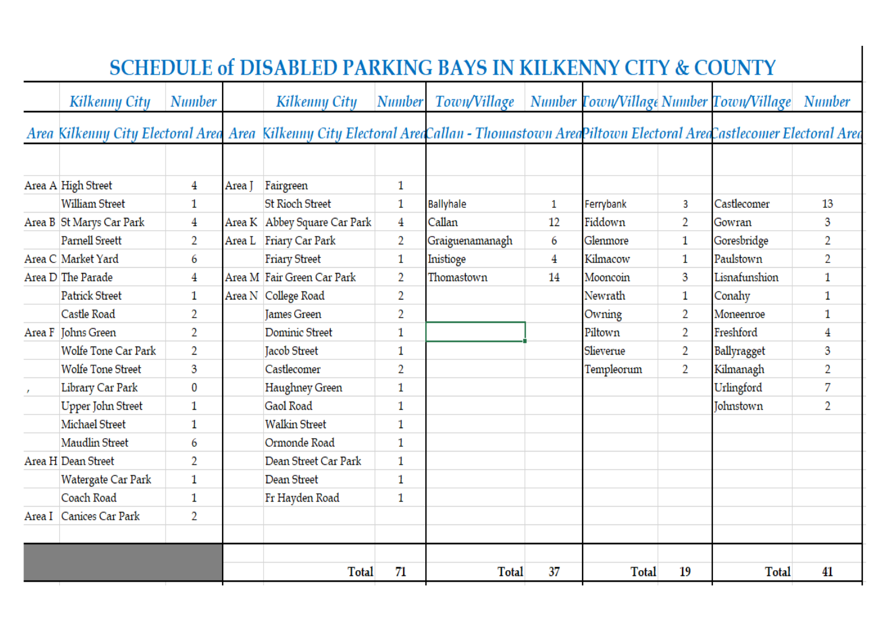# SCHEDULE of DISABLED PARKING BAYS IN KILKENNY CITY & COUNTY

| | *Kilkenny City* | *Number* | | *Kilkenny City* | *Number* | *Town/Village* | *Number* | *Town/Village* | *Number* | *Town/Village* | *Number* |
|---|---|---|---|---|---|---|---|---|---|---|---|
| *Area* | *Kilkenny City Electoral Area* | | *Area* | *Kilkenny City Electoral Area* | | *Callan - Thomastown Area* | | *Piltown Electoral Area* | | *Castlecomer Electoral Area* | |
| Area A | High Street | 4 | Area J | Fairgreen | 1 | | | | | | |
| | William Street | 1 | | St Rioch Street | 1 | Ballyhale | 1 | Ferrybank | 3 | Castlecomer | 13 |
| Area B | St Marys Car Park | 4 | Area K | Abbey Square Car Park | 4 | Callan | 12 | Fiddown | 2 | Gowran | 3 |
| | Parnell Sreett | 2 | Area L | Friary Car Park | 2 | Graiguenamanagh | 6 | Glenmore | 1 | Goresbridge | 2 |
| Area C | Market Yard | 6 | | Friary Street | 1 | Inistioge | 4 | Kilmacow | 1 | Paulstown | 2 |
| Area D | The Parade | 4 | Area M | Fair Green Car Park | 2 | Thomastown | 14 | Mooncoin | 3 | Lisnafunshion | 1 |
| | Patrick Street | 1 | Area N | College Road | 2 | | | Newrath | 1 | Conahy | 1 |
| | Castle Road | 2 | | James Green | 2 | | | Owning | 2 | Moneenroe | 1 |
| Area F | Johns Green | 2 | | Dominic Street | 1 | | | Piltown | 2 | Freshford | 4 |
| | Wolfe Tone Car Park | 2 | | Jacob Street | 1 | | | Slieverue | 2 | Ballyragget | 3 |
| | Wolfe Tone Street | 3 | | Castlecomer | 2 | | | Templeorum | 2 | Kilmanagh | 2 |
| , | Library Car Park | 0 | | Haughney Green | 1 | | | | | Urlingford | 7 |
| | Upper John Street | 1 | | Gaol Road | 1 | | | | | Johnstown | 2 |
| | Michael Street | 1 | | Walkin Street | 1 | | | | | | |
| | Maudlin Street | 6 | | Ormonde Road | 1 | | | | | | |
| Area H | Dean Street | 2 | | Dean Street Car Park | 1 | | | | | | |
| | Watergate Car Park | 1 | | Dean Street | 1 | | | | | | |
| | Coach Road | 1 | | Fr Hayden Road | 1 | | | | | | |
| Area I | Canices Car Park | 2 | | | | | | | | | |
| | | | | **Total** | **71** | **Total** | **37** | **Total** | **19** | **Total** | **41** |